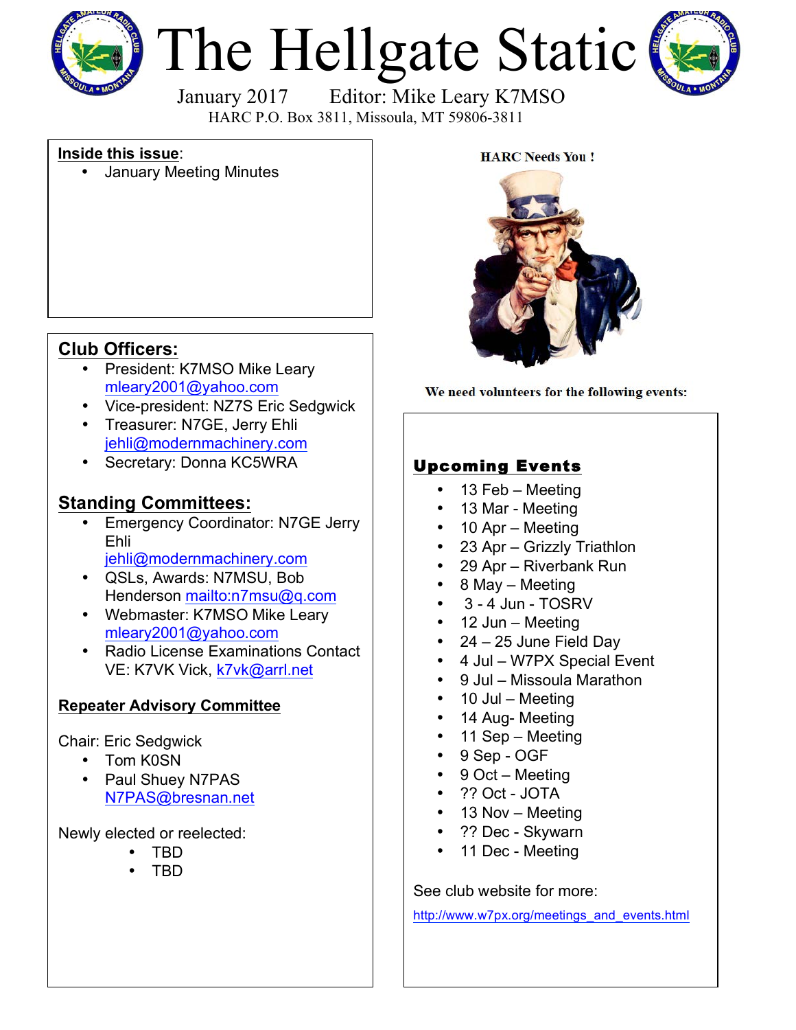# The Hellgate Static

January 2017 Editor: Mike Leary K7MSO

HARC P.O. Box 3811, Missoula, MT 59806-3811

**Inside this issue**:

- January Meeting Minutes

## Club Officers:

- President: K7MSO Mike Leary mleary2001@yahoo.com
- Vice-president: NZ7S Eric Sedgwick
- Treasurer: N7GE, Jerry Ehli jehli@modernmachinery.com
- Secretary: Donna KC5WRA

## Standing Committees:

- Emergency Coordinator: N7GE Jerry Ehli jehli@modernmachinery.com
- QSLs, Awards: N7MSU, Bob Henderson mailto:n7msu@q.com
- Webmaster: K7MSO Mike Leary mleary2001@yahoo.com
- Radio License Examinations Contact VE: K7VK Vick, k7vk@arrl.net

### Repeater Advisory Committee

Chair: Eric Sedgwick

- Tom K0SN
- Paul Shuey N7PAS N7PAS@bresnan.net

Newly elected or reelected:

- TBD
- TBD

**HARC Needs You !**

**We need volunteers for the following events:**

## Upcoming Events

- 13 Feb – Meeting
- 13 Mar - Meeting
- 10 Apr – Meeting
- 23 Apr – Grizzly Triathlon
- 29 Apr – Riverbank Run
- 8 May – Meeting
- 3 - 4 Jun - TOSRV
- 12 Jun – Meeting
- 24 – 25 June Field Day
- 4 Jul – W7PX Special Event
- 9 Jul – Missoula Marathon
- 10 Jul – Meeting
- 14 Aug- Meeting
- 11 Sep – Meeting
- 9 Sep - OGF
- 9 Oct – Meeting
- ?? Oct - JOTA
- 13 Nov – Meeting
- ?? Dec - Skywarn
- 11 Dec - Meeting

See club website for more:

http://www.w7px.org/meetings_and_events.html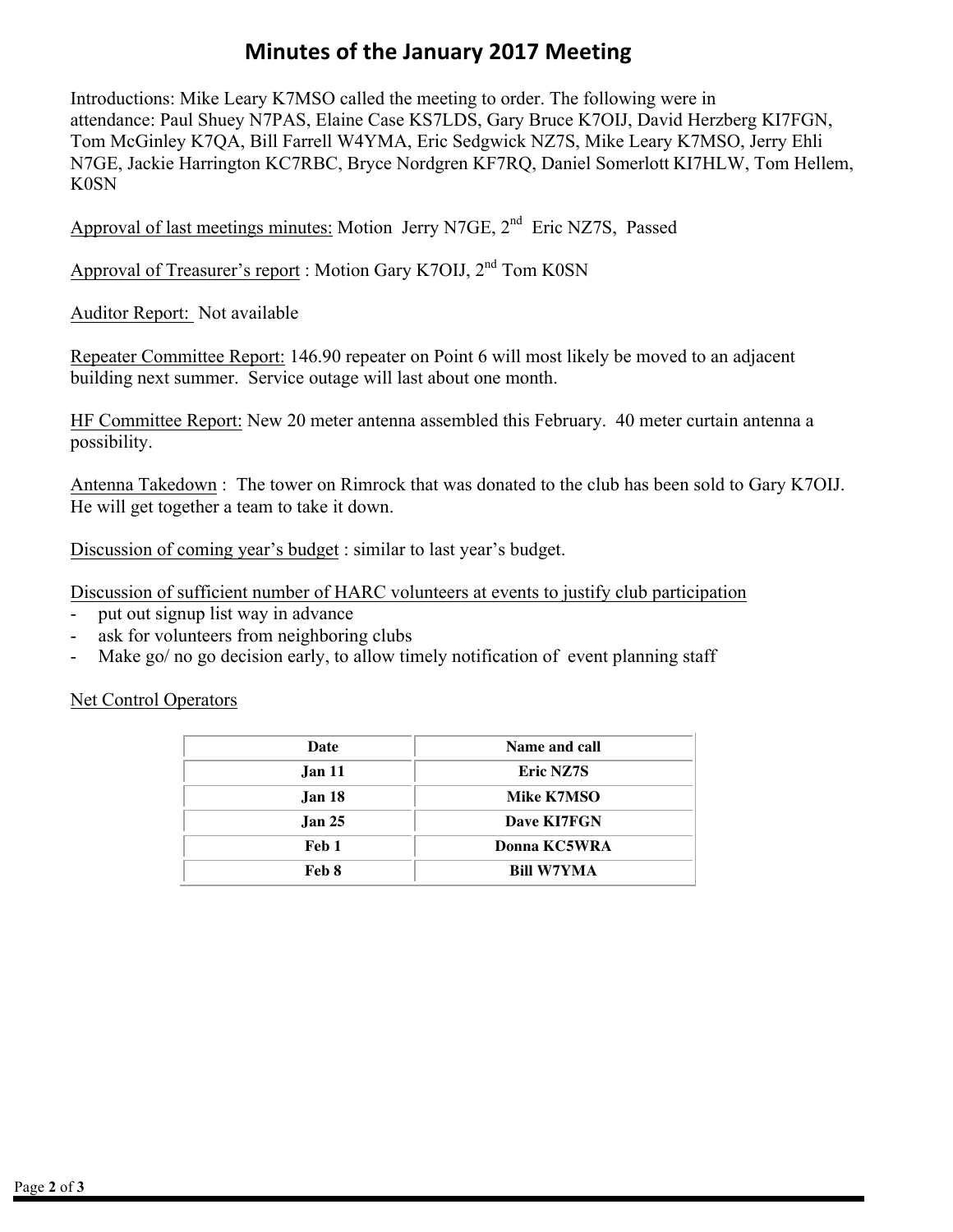# Minutes of the January 2017 Meeting

Introductions: Mike Leary K7MSO called the meeting to order. The following were in attendance: Paul Shuey N7PAS, Elaine Case KS7LDS, Gary Bruce K7OIJ, David Herzberg KI7FGN, Tom McGinley K7QA, Bill Farrell W4YMA, Eric Sedgwick NZ7S, Mike Leary K7MSO, Jerry Ehli N7GE, Jackie Harrington KC7RBC, Bryce Nordgren KF7RQ, Daniel Somerlott KI7HLW, Tom Hellem, K0SN

Approval of last meetings minutes: Motion Jerry N7GE, 2nd Eric NZ7S, Passed

Approval of Treasurer's report : Motion Gary K7OIJ, 2nd Tom K0SN

Auditor Report: Not available

Repeater Committee Report: 146.90 repeater on Point 6 will most likely be moved to an adjacent building next summer. Service outage will last about one month.

HF Committee Report: New 20 meter antenna assembled this February. 40 meter curtain antenna a possibility.

Antenna Takedown : The tower on Rimrock that was donated to the club has been sold to Gary K7OIJ. He will get together a team to take it down.

Discussion of coming year's budget : similar to last year's budget.

Discussion of sufficient number of HARC volunteers at events to justify club participation

- put out signup list way in advance
- ask for volunteers from neighboring clubs
- Make go/ no go decision early, to allow timely notification of event planning staff

Net Control Operators

| Date | Name and call |
|---|---|
| Jan 11 | Eric NZ7S |
| Jan 18 | Mike K7MSO |
| Jan 25 | Dave KI7FGN |
| Feb 1 | Donna KC5WRA |
| Feb 8 | Bill W7YMA |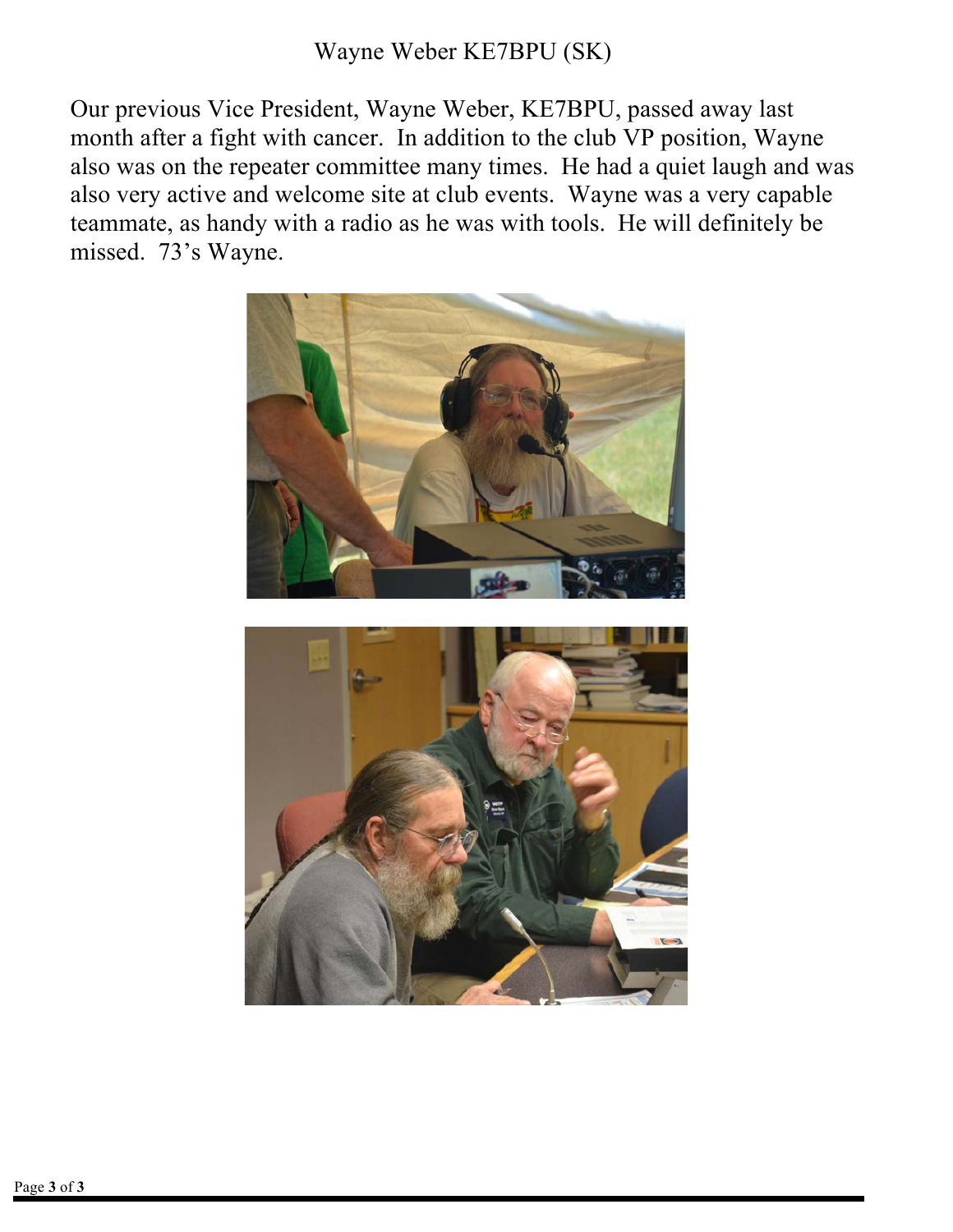# Wayne Weber KE7BPU (SK)

Our previous Vice President, Wayne Weber, KE7BPU, passed away last month after a fight with cancer. In addition to the club VP position, Wayne also was on the repeater committee many times. He had a quiet laugh and was also very active and welcome site at club events. Wayne was a very capable teammate, as handy with a radio as he was with tools. He will definitely be missed. 73's Wayne.